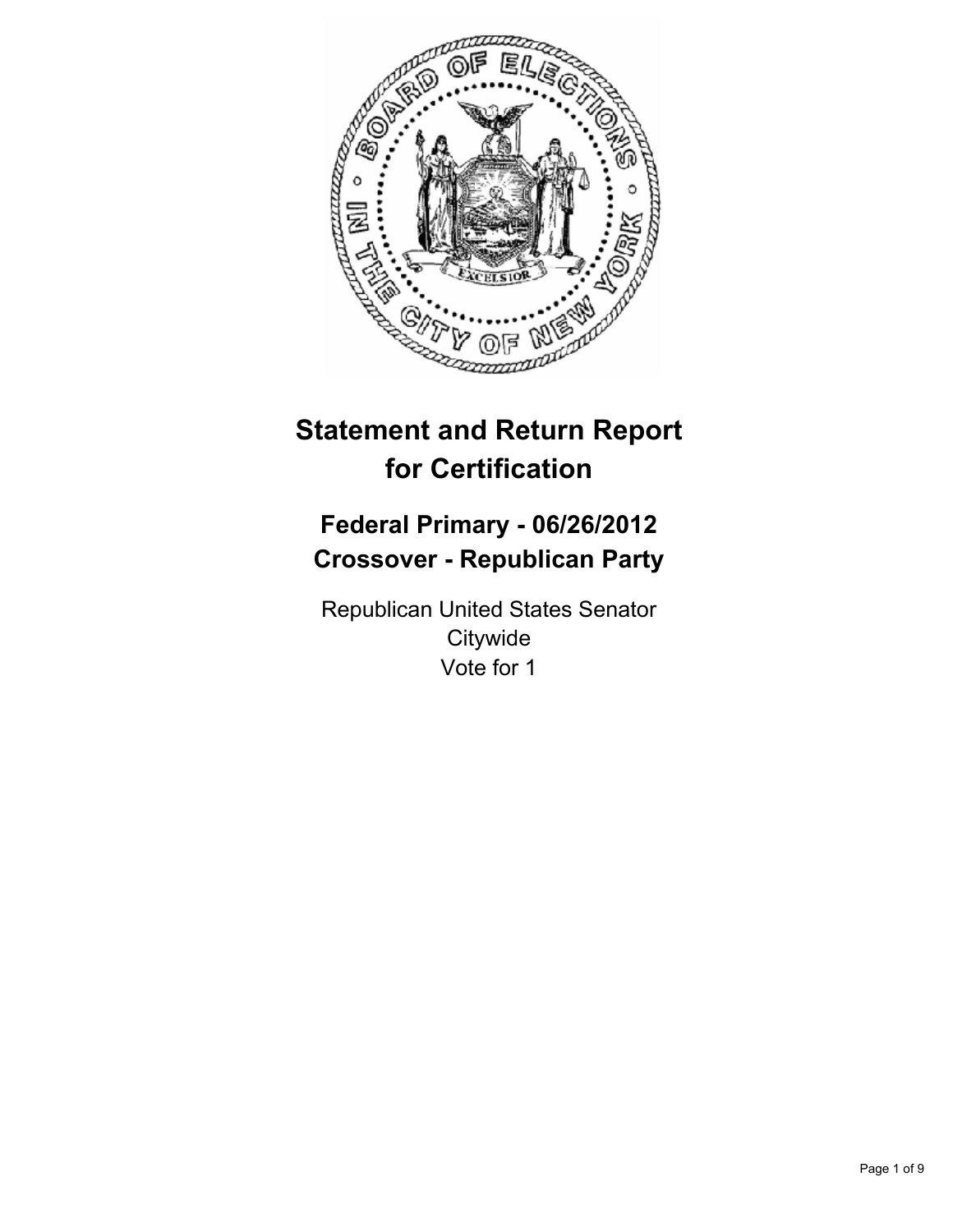# Statement and Return Report for Certification

## Federal Primary - 06/26/2012
## Crossover - Republican Party

Republican United States Senator
Citywide
Vote for 1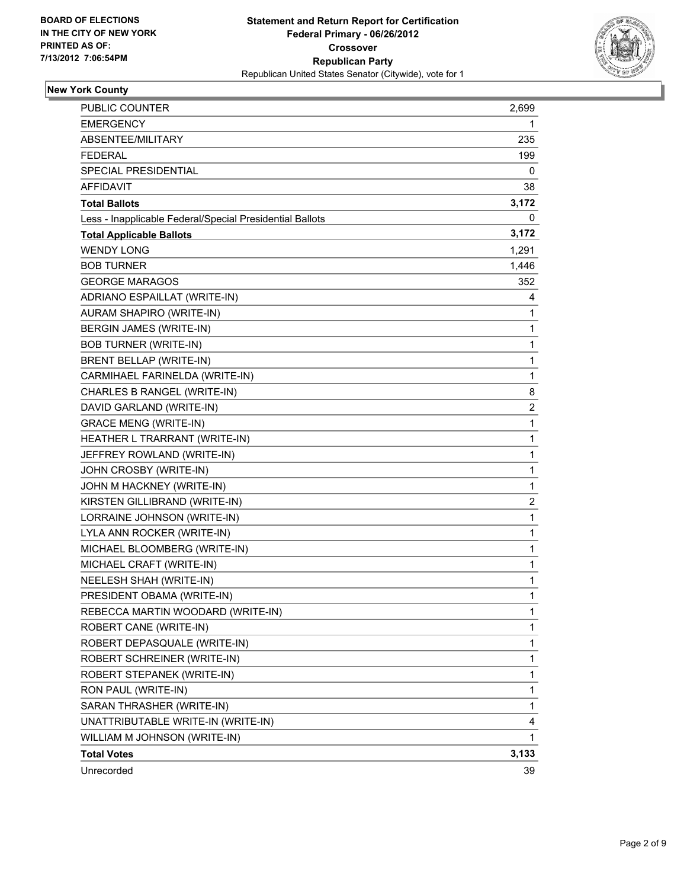BOARD OF ELECTIONS
IN THE CITY OF NEW YORK
PRINTED AS OF:
7/13/2012 7:06:54PM

**Statement and Return Report for Certification**
**Federal Primary - 06/26/2012**
**Crossover**
**Republican Party**
Republican United States Senator (Citywide), vote for 1

## New York County

| | |
|---|---|
| PUBLIC COUNTER | 2,699 |
| EMERGENCY | 1 |
| ABSENTEE/MILITARY | 235 |
| FEDERAL | 199 |
| SPECIAL PRESIDENTIAL | 0 |
| AFFIDAVIT | 38 |
| **Total Ballots** | **3,172** |
| Less - Inapplicable Federal/Special Presidential Ballots | 0 |
| **Total Applicable Ballots** | **3,172** |
| WENDY LONG | 1,291 |
| BOB TURNER | 1,446 |
| GEORGE MARAGOS | 352 |
| ADRIANO ESPAILLAT (WRITE-IN) | 4 |
| AURAM SHAPIRO (WRITE-IN) | 1 |
| BERGIN JAMES (WRITE-IN) | 1 |
| BOB TURNER (WRITE-IN) | 1 |
| BRENT BELLAP (WRITE-IN) | 1 |
| CARMIHAEL FARINELDA (WRITE-IN) | 1 |
| CHARLES B RANGEL (WRITE-IN) | 8 |
| DAVID GARLAND (WRITE-IN) | 2 |
| GRACE MENG (WRITE-IN) | 1 |
| HEATHER L TRARRANT (WRITE-IN) | 1 |
| JEFFREY ROWLAND (WRITE-IN) | 1 |
| JOHN CROSBY (WRITE-IN) | 1 |
| JOHN M HACKNEY (WRITE-IN) | 1 |
| KIRSTEN GILLIBRAND (WRITE-IN) | 2 |
| LORRAINE JOHNSON (WRITE-IN) | 1 |
| LYLA ANN ROCKER (WRITE-IN) | 1 |
| MICHAEL BLOOMBERG (WRITE-IN) | 1 |
| MICHAEL CRAFT (WRITE-IN) | 1 |
| NEELESH SHAH (WRITE-IN) | 1 |
| PRESIDENT OBAMA (WRITE-IN) | 1 |
| REBECCA MARTIN WOODARD (WRITE-IN) | 1 |
| ROBERT CANE (WRITE-IN) | 1 |
| ROBERT DEPASQUALE (WRITE-IN) | 1 |
| ROBERT SCHREINER (WRITE-IN) | 1 |
| ROBERT STEPANEK (WRITE-IN) | 1 |
| RON PAUL (WRITE-IN) | 1 |
| SARAN THRASHER (WRITE-IN) | 1 |
| UNATTRIBUTABLE WRITE-IN (WRITE-IN) | 4 |
| WILLIAM M JOHNSON (WRITE-IN) | 1 |
| **Total Votes** | **3,133** |
| Unrecorded | 39 |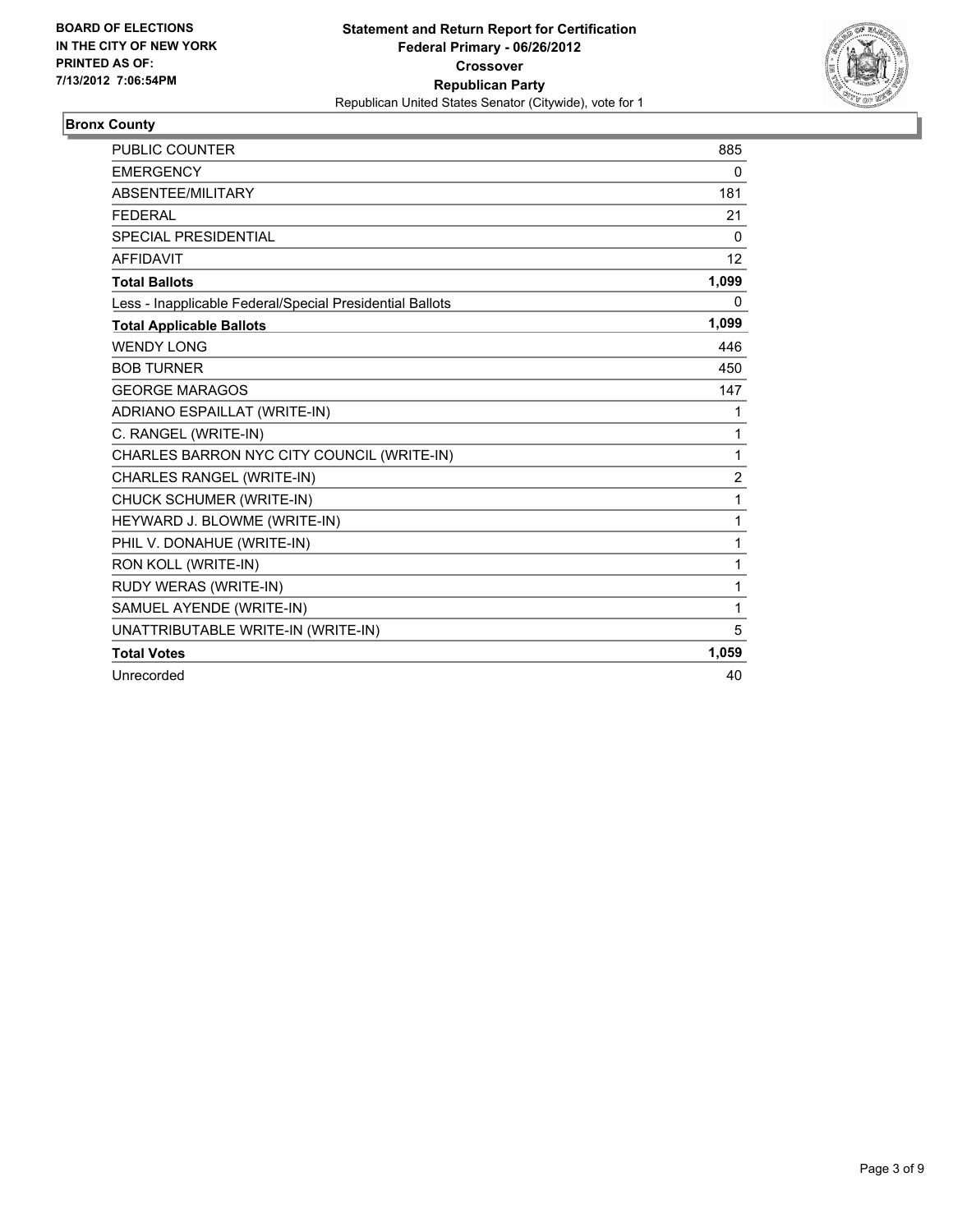**BOARD OF ELECTIONS IN THE CITY OF NEW YORK PRINTED AS OF: 7/13/2012 7:06:54PM**

**Statement and Return Report for Certification**
**Federal Primary - 06/26/2012**
**Crossover**
**Republican Party**
Republican United States Senator (Citywide), vote for 1

## Bronx County

| | |
|---|---|
| PUBLIC COUNTER | 885 |
| EMERGENCY | 0 |
| ABSENTEE/MILITARY | 181 |
| FEDERAL | 21 |
| SPECIAL PRESIDENTIAL | 0 |
| AFFIDAVIT | 12 |
| **Total Ballots** | **1,099** |
| Less - Inapplicable Federal/Special Presidential Ballots | 0 |
| **Total Applicable Ballots** | **1,099** |
| WENDY LONG | 446 |
| BOB TURNER | 450 |
| GEORGE MARAGOS | 147 |
| ADRIANO ESPAILLAT (WRITE-IN) | 1 |
| C. RANGEL (WRITE-IN) | 1 |
| CHARLES BARRON NYC CITY COUNCIL (WRITE-IN) | 1 |
| CHARLES RANGEL (WRITE-IN) | 2 |
| CHUCK SCHUMER (WRITE-IN) | 1 |
| HEYWARD J. BLOWME (WRITE-IN) | 1 |
| PHIL V. DONAHUE (WRITE-IN) | 1 |
| RON KOLL (WRITE-IN) | 1 |
| RUDY WERAS (WRITE-IN) | 1 |
| SAMUEL AYENDE (WRITE-IN) | 1 |
| UNATTRIBUTABLE WRITE-IN (WRITE-IN) | 5 |
| **Total Votes** | **1,059** |
| Unrecorded | 40 |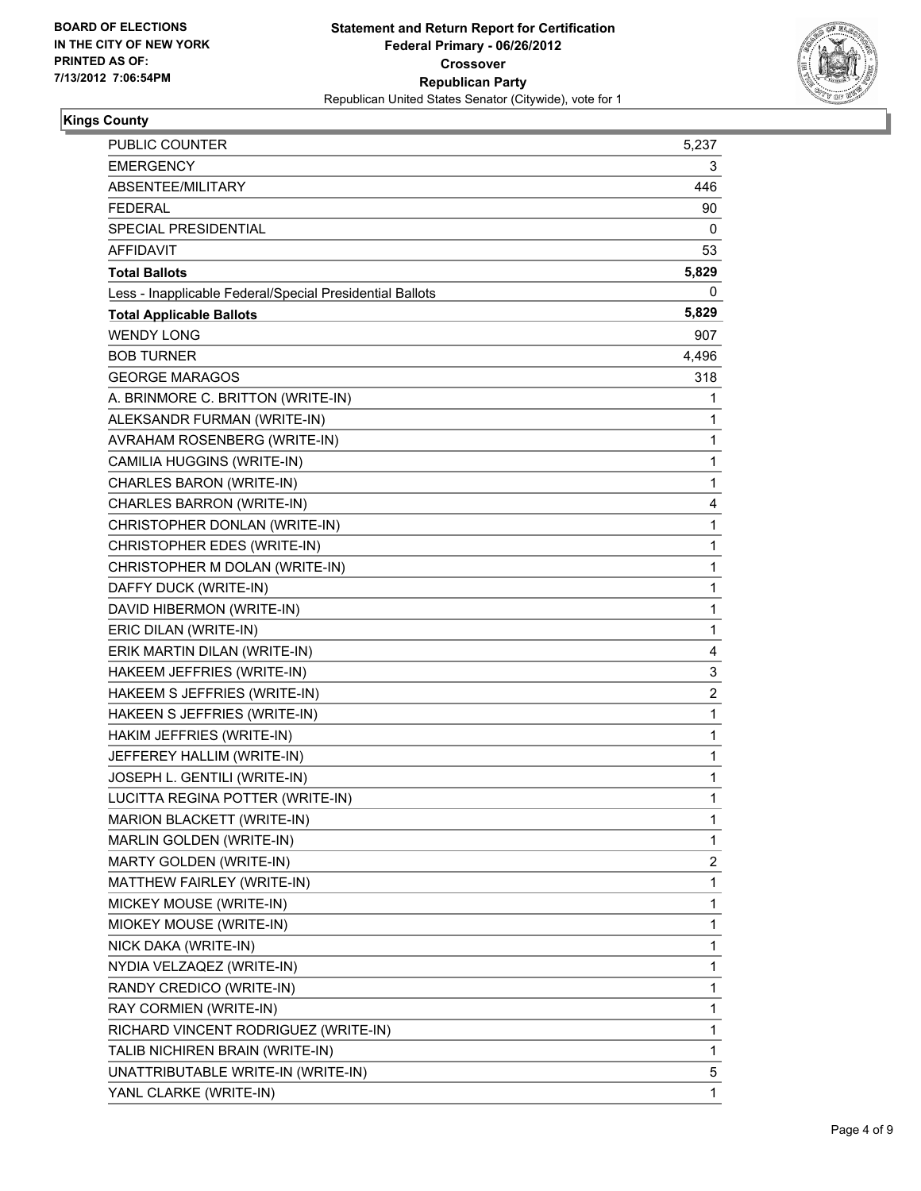**BOARD OF ELECTIONS IN THE CITY OF NEW YORK PRINTED AS OF: 7/13/2012 7:06:54PM**

**Statement and Return Report for Certification**
**Federal Primary - 06/26/2012**
**Crossover**
**Republican Party**
Republican United States Senator (Citywide), vote for 1

**Kings County**

| | |
|---|---|
| PUBLIC COUNTER | 5,237 |
| EMERGENCY | 3 |
| ABSENTEE/MILITARY | 446 |
| FEDERAL | 90 |
| SPECIAL PRESIDENTIAL | 0 |
| AFFIDAVIT | 53 |
| **Total Ballots** | **5,829** |
| Less - Inapplicable Federal/Special Presidential Ballots | 0 |
| **Total Applicable Ballots** | **5,829** |
| WENDY LONG | 907 |
| BOB TURNER | 4,496 |
| GEORGE MARAGOS | 318 |
| A. BRINMORE C. BRITTON (WRITE-IN) | 1 |
| ALEKSANDR FURMAN (WRITE-IN) | 1 |
| AVRAHAM ROSENBERG (WRITE-IN) | 1 |
| CAMILIA HUGGINS (WRITE-IN) | 1 |
| CHARLES BARON (WRITE-IN) | 1 |
| CHARLES BARRON (WRITE-IN) | 4 |
| CHRISTOPHER DONLAN (WRITE-IN) | 1 |
| CHRISTOPHER EDES (WRITE-IN) | 1 |
| CHRISTOPHER M DOLAN (WRITE-IN) | 1 |
| DAFFY DUCK (WRITE-IN) | 1 |
| DAVID HIBERMON (WRITE-IN) | 1 |
| ERIC DILAN (WRITE-IN) | 1 |
| ERIK MARTIN DILAN (WRITE-IN) | 4 |
| HAKEEM JEFFRIES (WRITE-IN) | 3 |
| HAKEEM S JEFFRIES (WRITE-IN) | 2 |
| HAKEEN S JEFFRIES (WRITE-IN) | 1 |
| HAKIM JEFFRIES (WRITE-IN) | 1 |
| JEFFEREY HALLIM (WRITE-IN) | 1 |
| JOSEPH L. GENTILI (WRITE-IN) | 1 |
| LUCITTA REGINA POTTER (WRITE-IN) | 1 |
| MARION BLACKETT (WRITE-IN) | 1 |
| MARLIN GOLDEN (WRITE-IN) | 1 |
| MARTY GOLDEN (WRITE-IN) | 2 |
| MATTHEW FAIRLEY (WRITE-IN) | 1 |
| MICKEY MOUSE (WRITE-IN) | 1 |
| MIOKEY MOUSE (WRITE-IN) | 1 |
| NICK DAKA (WRITE-IN) | 1 |
| NYDIA VELZAQEZ (WRITE-IN) | 1 |
| RANDY CREDICO (WRITE-IN) | 1 |
| RAY CORMIEN (WRITE-IN) | 1 |
| RICHARD VINCENT RODRIGUEZ (WRITE-IN) | 1 |
| TALIB NICHIREN BRAIN (WRITE-IN) | 1 |
| UNATTRIBUTABLE WRITE-IN (WRITE-IN) | 5 |
| YANL CLARKE (WRITE-IN) | 1 |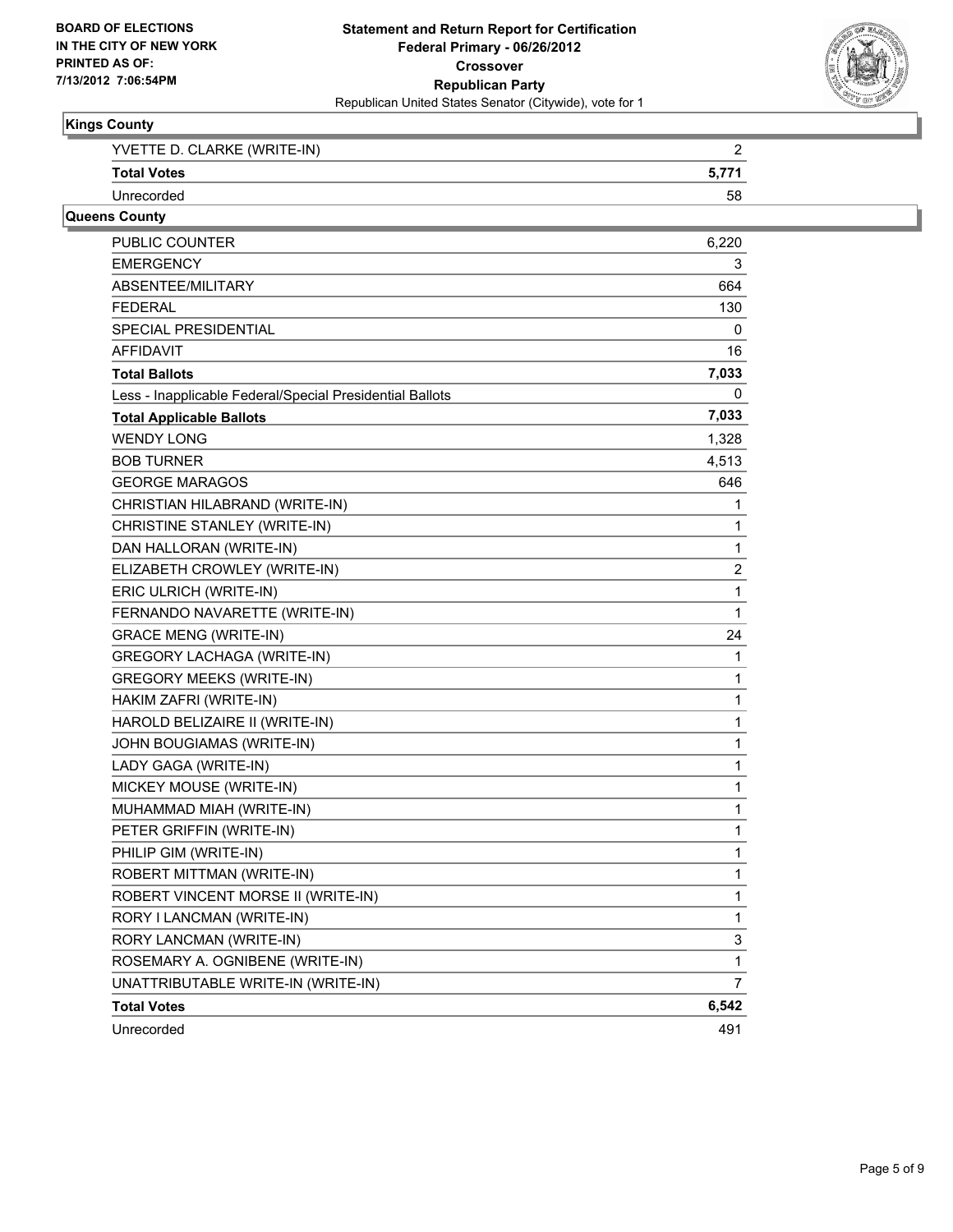**BOARD OF ELECTIONS IN THE CITY OF NEW YORK PRINTED AS OF: 7/13/2012 7:06:54PM**

**Statement and Return Report for Certification**
**Federal Primary - 06/26/2012**
**Crossover**
**Republican Party**
Republican United States Senator (Citywide), vote for 1

### Kings County

| | |
|---|---|
| YVETTE D. CLARKE (WRITE-IN) | 2 |
| **Total Votes** | **5,771** |
| Unrecorded | 58 |

### Queens County

| | |
|---|---|
| PUBLIC COUNTER | 6,220 |
| EMERGENCY | 3 |
| ABSENTEE/MILITARY | 664 |
| FEDERAL | 130 |
| SPECIAL PRESIDENTIAL | 0 |
| AFFIDAVIT | 16 |
| **Total Ballots** | **7,033** |
| Less - Inapplicable Federal/Special Presidential Ballots | 0 |
| **Total Applicable Ballots** | **7,033** |
| WENDY LONG | 1,328 |
| BOB TURNER | 4,513 |
| GEORGE MARAGOS | 646 |
| CHRISTIAN HILABRAND (WRITE-IN) | 1 |
| CHRISTINE STANLEY (WRITE-IN) | 1 |
| DAN HALLORAN (WRITE-IN) | 1 |
| ELIZABETH CROWLEY (WRITE-IN) | 2 |
| ERIC ULRICH (WRITE-IN) | 1 |
| FERNANDO NAVARETTE (WRITE-IN) | 1 |
| GRACE MENG (WRITE-IN) | 24 |
| GREGORY LACHAGA (WRITE-IN) | 1 |
| GREGORY MEEKS (WRITE-IN) | 1 |
| HAKIM ZAFRI (WRITE-IN) | 1 |
| HAROLD BELIZAIRE II (WRITE-IN) | 1 |
| JOHN BOUGIAMAS (WRITE-IN) | 1 |
| LADY GAGA (WRITE-IN) | 1 |
| MICKEY MOUSE (WRITE-IN) | 1 |
| MUHAMMAD MIAH (WRITE-IN) | 1 |
| PETER GRIFFIN (WRITE-IN) | 1 |
| PHILIP GIM (WRITE-IN) | 1 |
| ROBERT MITTMAN (WRITE-IN) | 1 |
| ROBERT VINCENT MORSE II (WRITE-IN) | 1 |
| RORY I LANCMAN (WRITE-IN) | 1 |
| RORY LANCMAN (WRITE-IN) | 3 |
| ROSEMARY A. OGNIBENE (WRITE-IN) | 1 |
| UNATTRIBUTABLE WRITE-IN (WRITE-IN) | 7 |
| **Total Votes** | **6,542** |
| Unrecorded | 491 |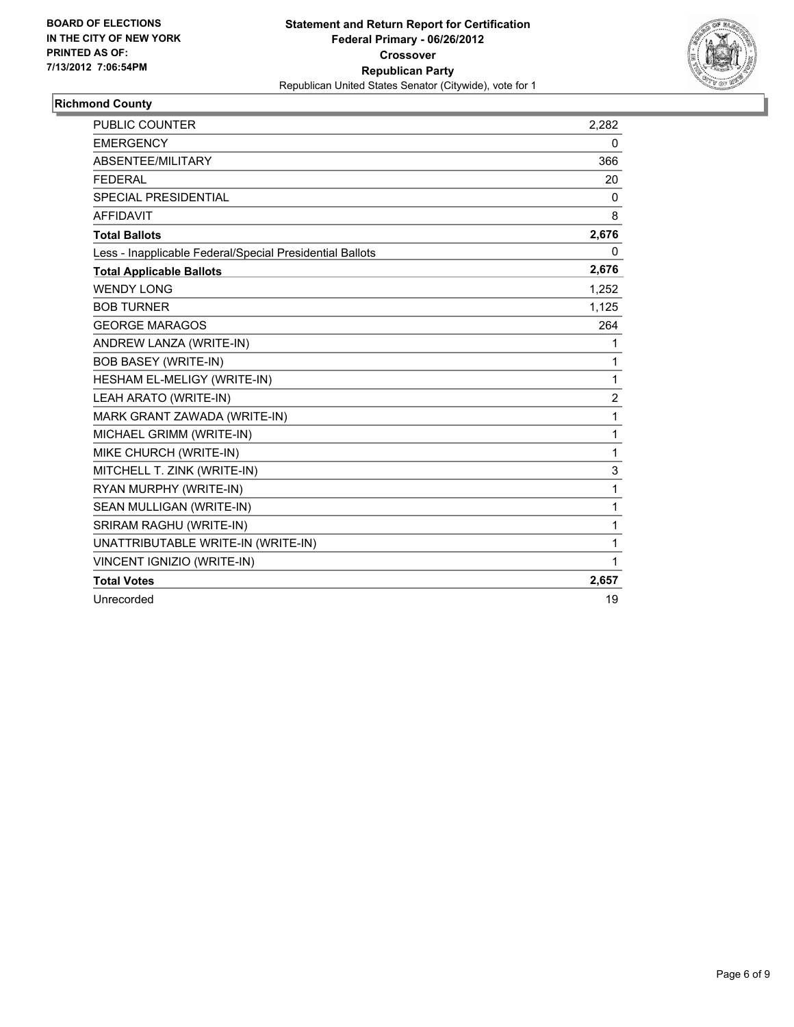**BOARD OF ELECTIONS IN THE CITY OF NEW YORK PRINTED AS OF: 7/13/2012 7:06:54PM**

**Statement and Return Report for Certification**
**Federal Primary - 06/26/2012**
**Crossover**
**Republican Party**
Republican United States Senator (Citywide), vote for 1

## Richmond County

| | |
|---|---|
| PUBLIC COUNTER | 2,282 |
| EMERGENCY | 0 |
| ABSENTEE/MILITARY | 366 |
| FEDERAL | 20 |
| SPECIAL PRESIDENTIAL | 0 |
| AFFIDAVIT | 8 |
| **Total Ballots** | **2,676** |
| Less - Inapplicable Federal/Special Presidential Ballots | 0 |
| **Total Applicable Ballots** | **2,676** |
| WENDY LONG | 1,252 |
| BOB TURNER | 1,125 |
| GEORGE MARAGOS | 264 |
| ANDREW LANZA (WRITE-IN) | 1 |
| BOB BASEY (WRITE-IN) | 1 |
| HESHAM EL-MELIGY (WRITE-IN) | 1 |
| LEAH ARATO (WRITE-IN) | 2 |
| MARK GRANT ZAWADA (WRITE-IN) | 1 |
| MICHAEL GRIMM (WRITE-IN) | 1 |
| MIKE CHURCH (WRITE-IN) | 1 |
| MITCHELL T. ZINK (WRITE-IN) | 3 |
| RYAN MURPHY (WRITE-IN) | 1 |
| SEAN MULLIGAN (WRITE-IN) | 1 |
| SRIRAM RAGHU (WRITE-IN) | 1 |
| UNATTRIBUTABLE WRITE-IN (WRITE-IN) | 1 |
| VINCENT IGNIZIO (WRITE-IN) | 1 |
| **Total Votes** | **2,657** |
| Unrecorded | 19 |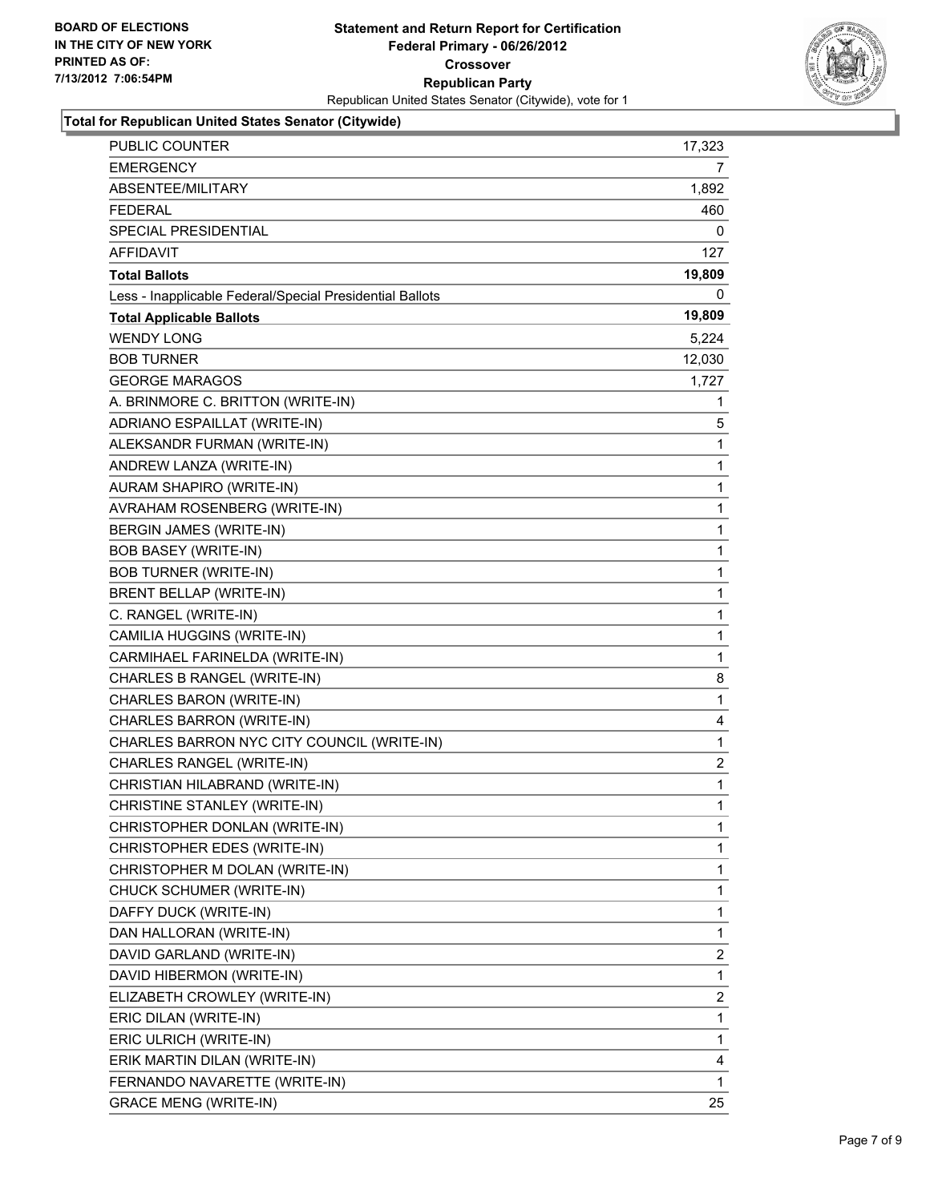**BOARD OF ELECTIONS IN THE CITY OF NEW YORK PRINTED AS OF: 7/13/2012 7:06:54PM**

**Statement and Return Report for Certification**
**Federal Primary - 06/26/2012**
**Crossover**
**Republican Party**
Republican United States Senator (Citywide), vote for 1

**Total for Republican United States Senator (Citywide)**

| | |
|---|---|
| PUBLIC COUNTER | 17,323 |
| EMERGENCY | 7 |
| ABSENTEE/MILITARY | 1,892 |
| FEDERAL | 460 |
| SPECIAL PRESIDENTIAL | 0 |
| AFFIDAVIT | 127 |
| **Total Ballots** | **19,809** |
| Less - Inapplicable Federal/Special Presidential Ballots | 0 |
| **Total Applicable Ballots** | **19,809** |
| WENDY LONG | 5,224 |
| BOB TURNER | 12,030 |
| GEORGE MARAGOS | 1,727 |
| A. BRINMORE C. BRITTON (WRITE-IN) | 1 |
| ADRIANO ESPAILLAT (WRITE-IN) | 5 |
| ALEKSANDR FURMAN (WRITE-IN) | 1 |
| ANDREW LANZA (WRITE-IN) | 1 |
| AURAM SHAPIRO (WRITE-IN) | 1 |
| AVRAHAM ROSENBERG (WRITE-IN) | 1 |
| BERGIN JAMES (WRITE-IN) | 1 |
| BOB BASEY (WRITE-IN) | 1 |
| BOB TURNER (WRITE-IN) | 1 |
| BRENT BELLAP (WRITE-IN) | 1 |
| C. RANGEL (WRITE-IN) | 1 |
| CAMILIA HUGGINS (WRITE-IN) | 1 |
| CARMIHAEL FARINELDA (WRITE-IN) | 1 |
| CHARLES B RANGEL (WRITE-IN) | 8 |
| CHARLES BARON (WRITE-IN) | 1 |
| CHARLES BARRON (WRITE-IN) | 4 |
| CHARLES BARRON NYC CITY COUNCIL (WRITE-IN) | 1 |
| CHARLES RANGEL (WRITE-IN) | 2 |
| CHRISTIAN HILABRAND (WRITE-IN) | 1 |
| CHRISTINE STANLEY (WRITE-IN) | 1 |
| CHRISTOPHER DONLAN (WRITE-IN) | 1 |
| CHRISTOPHER EDES (WRITE-IN) | 1 |
| CHRISTOPHER M DOLAN (WRITE-IN) | 1 |
| CHUCK SCHUMER (WRITE-IN) | 1 |
| DAFFY DUCK (WRITE-IN) | 1 |
| DAN HALLORAN (WRITE-IN) | 1 |
| DAVID GARLAND (WRITE-IN) | 2 |
| DAVID HIBERMON (WRITE-IN) | 1 |
| ELIZABETH CROWLEY (WRITE-IN) | 2 |
| ERIC DILAN (WRITE-IN) | 1 |
| ERIC ULRICH (WRITE-IN) | 1 |
| ERIK MARTIN DILAN (WRITE-IN) | 4 |
| FERNANDO NAVARETTE (WRITE-IN) | 1 |
| GRACE MENG (WRITE-IN) | 25 |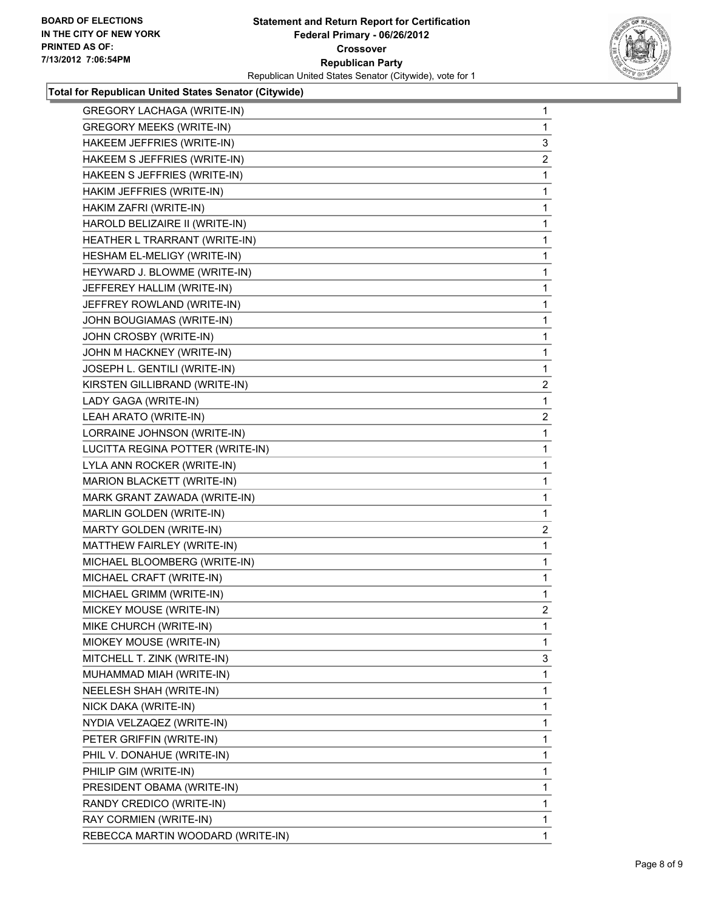BOARD OF ELECTIONS
IN THE CITY OF NEW YORK
PRINTED AS OF:
7/13/2012 7:06:54PM

**Statement and Return Report for Certification**
**Federal Primary - 06/26/2012**
**Crossover**
**Republican Party**
Republican United States Senator (Citywide), vote for 1

**Total for Republican United States Senator (Citywide)**

| | |
|---|---|
| GREGORY LACHAGA (WRITE-IN) | 1 |
| GREGORY MEEKS (WRITE-IN) | 1 |
| HAKEEM JEFFRIES (WRITE-IN) | 3 |
| HAKEEM S JEFFRIES (WRITE-IN) | 2 |
| HAKEEN S JEFFRIES (WRITE-IN) | 1 |
| HAKIM JEFFRIES (WRITE-IN) | 1 |
| HAKIM ZAFRI (WRITE-IN) | 1 |
| HAROLD BELIZAIRE II (WRITE-IN) | 1 |
| HEATHER L TRARRANT (WRITE-IN) | 1 |
| HESHAM EL-MELIGY (WRITE-IN) | 1 |
| HEYWARD J. BLOWME (WRITE-IN) | 1 |
| JEFFEREY HALLIM (WRITE-IN) | 1 |
| JEFFREY ROWLAND (WRITE-IN) | 1 |
| JOHN BOUGIAMAS (WRITE-IN) | 1 |
| JOHN CROSBY (WRITE-IN) | 1 |
| JOHN M HACKNEY (WRITE-IN) | 1 |
| JOSEPH L. GENTILI (WRITE-IN) | 1 |
| KIRSTEN GILLIBRAND (WRITE-IN) | 2 |
| LADY GAGA (WRITE-IN) | 1 |
| LEAH ARATO (WRITE-IN) | 2 |
| LORRAINE JOHNSON (WRITE-IN) | 1 |
| LUCITTA REGINA POTTER (WRITE-IN) | 1 |
| LYLA ANN ROCKER (WRITE-IN) | 1 |
| MARION BLACKETT (WRITE-IN) | 1 |
| MARK GRANT ZAWADA (WRITE-IN) | 1 |
| MARLIN GOLDEN (WRITE-IN) | 1 |
| MARTY GOLDEN (WRITE-IN) | 2 |
| MATTHEW FAIRLEY (WRITE-IN) | 1 |
| MICHAEL BLOOMBERG (WRITE-IN) | 1 |
| MICHAEL CRAFT (WRITE-IN) | 1 |
| MICHAEL GRIMM (WRITE-IN) | 1 |
| MICKEY MOUSE (WRITE-IN) | 2 |
| MIKE CHURCH (WRITE-IN) | 1 |
| MIOKEY MOUSE (WRITE-IN) | 1 |
| MITCHELL T. ZINK (WRITE-IN) | 3 |
| MUHAMMAD MIAH (WRITE-IN) | 1 |
| NEELESH SHAH (WRITE-IN) | 1 |
| NICK DAKA (WRITE-IN) | 1 |
| NYDIA VELZAQEZ (WRITE-IN) | 1 |
| PETER GRIFFIN (WRITE-IN) | 1 |
| PHIL V. DONAHUE (WRITE-IN) | 1 |
| PHILIP GIM (WRITE-IN) | 1 |
| PRESIDENT OBAMA (WRITE-IN) | 1 |
| RANDY CREDICO (WRITE-IN) | 1 |
| RAY CORMIEN (WRITE-IN) | 1 |
| REBECCA MARTIN WOODARD (WRITE-IN) | 1 |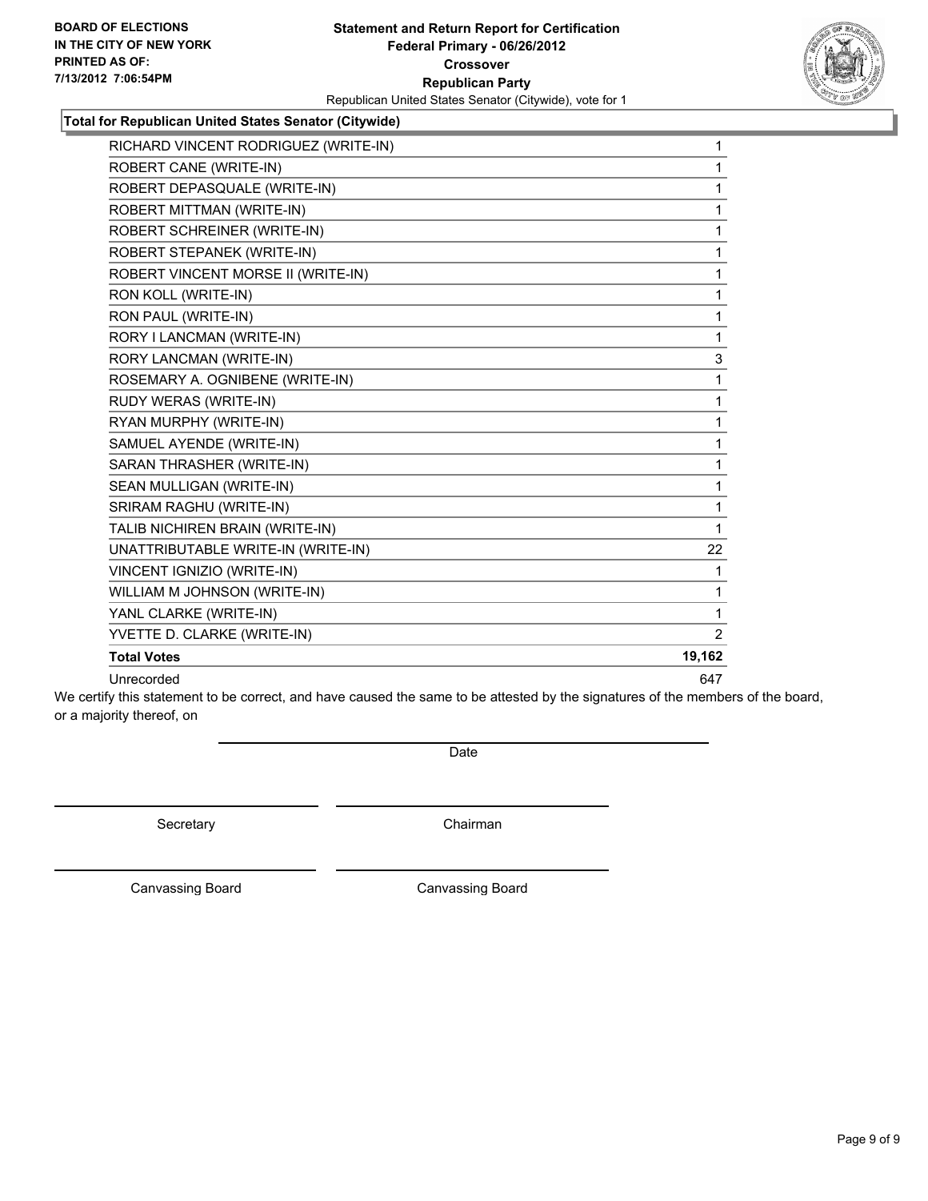**BOARD OF ELECTIONS IN THE CITY OF NEW YORK PRINTED AS OF: 7/13/2012 7:06:54PM**

**Statement and Return Report for Certification**
**Federal Primary - 06/26/2012**
**Crossover**
**Republican Party**
Republican United States Senator (Citywide), vote for 1

**Total for Republican United States Senator (Citywide)**

| | |
|---|---|
| RICHARD VINCENT RODRIGUEZ (WRITE-IN) | 1 |
| ROBERT CANE (WRITE-IN) | 1 |
| ROBERT DEPASQUALE (WRITE-IN) | 1 |
| ROBERT MITTMAN (WRITE-IN) | 1 |
| ROBERT SCHREINER (WRITE-IN) | 1 |
| ROBERT STEPANEK (WRITE-IN) | 1 |
| ROBERT VINCENT MORSE II (WRITE-IN) | 1 |
| RON KOLL (WRITE-IN) | 1 |
| RON PAUL (WRITE-IN) | 1 |
| RORY I LANCMAN (WRITE-IN) | 1 |
| RORY LANCMAN (WRITE-IN) | 3 |
| ROSEMARY A. OGNIBENE (WRITE-IN) | 1 |
| RUDY WERAS (WRITE-IN) | 1 |
| RYAN MURPHY (WRITE-IN) | 1 |
| SAMUEL AYENDE (WRITE-IN) | 1 |
| SARAN THRASHER (WRITE-IN) | 1 |
| SEAN MULLIGAN (WRITE-IN) | 1 |
| SRIRAM RAGHU (WRITE-IN) | 1 |
| TALIB NICHIREN BRAIN (WRITE-IN) | 1 |
| UNATTRIBUTABLE WRITE-IN (WRITE-IN) | 22 |
| VINCENT IGNIZIO (WRITE-IN) | 1 |
| WILLIAM M JOHNSON (WRITE-IN) | 1 |
| YANL CLARKE (WRITE-IN) | 1 |
| YVETTE D. CLARKE (WRITE-IN) | 2 |
| **Total Votes** | **19,162** |
| Unrecorded | 647 |

We certify this statement to be correct, and have caused the same to be attested by the signatures of the members of the board, or a majority thereof, on

Date

Secretary

Chairman

Canvassing Board

Canvassing Board